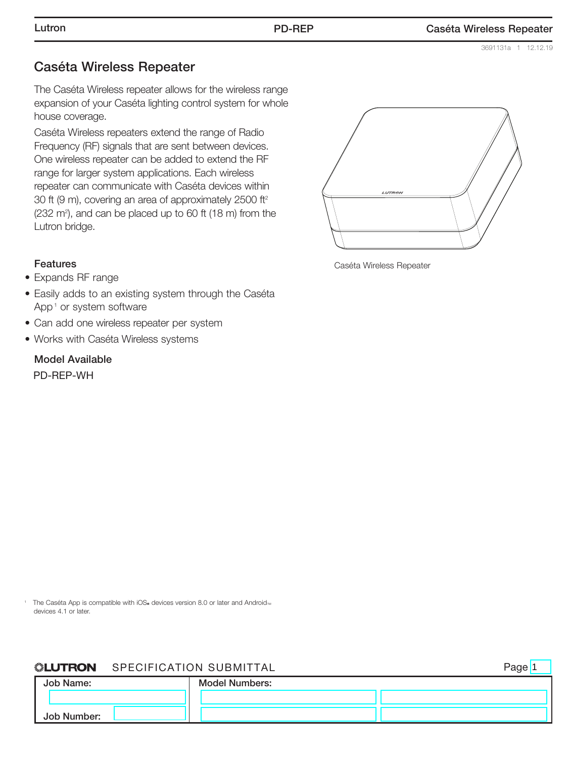# Caséta Wireless Repeater

The Caséta Wireless repeater allows for the wireless range expansion of your Caséta lighting control system for whole house coverage.

Caséta Wireless repeaters extend the range of Radio Frequency (RF) signals that are sent between devices. One wireless repeater can be added to extend the RF range for larger system applications. Each wireless repeater can communicate with Caséta devices within 30 ft (9 m), covering an area of approximately 2500 ft² (232 m²), and can be placed up to 60 ft (18 m) from the Lutron bridge.

Caséta Wireless Repeater

### Features

- Expands RF range
- Easily adds to an existing system through the Caséta App[1] or system software
- Can add one wireless repeater per system
- Works with Caséta Wireless systems

### Model Available

PD-REP-WH

[1] The Caséta App is compatible with iOS® devices version 8.0 or later and Android™ devices 4.1 or later.

**LUTRON** SPECIFICATION SUBMITTAL

| Job Name: | Model Numbers: | |
|---|---|---|
| | | |
| Job Number: | | |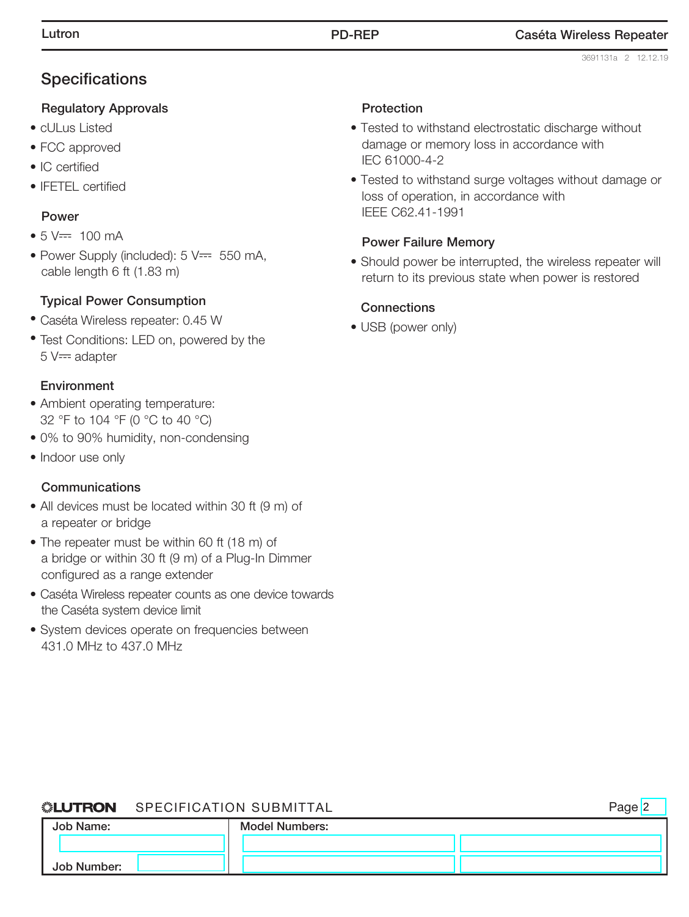3691131a 2 12.12.19

## Specifications

### Regulatory Approvals

- cULus Listed
- FCC approved
- IC certified
- IFETEL certified

### Power

- 5 V⎓ 100 mA
- Power Supply (included): 5 V⎓ 550 mA, cable length 6 ft (1.83 m)

### Typical Power Consumption

- Caséta Wireless repeater: 0.45 W
- Test Conditions: LED on, powered by the 5 V⎓ adapter

### Environment

- Ambient operating temperature: 32 °F to 104 °F (0 °C to 40 °C)
- 0% to 90% humidity, non-condensing
- Indoor use only

### Communications

- All devices must be located within 30 ft (9 m) of a repeater or bridge
- The repeater must be within 60 ft (18 m) of a bridge or within 30 ft (9 m) of a Plug-In Dimmer configured as a range extender
- Caséta Wireless repeater counts as one device towards the Caséta system device limit
- System devices operate on frequencies between 431.0 MHz to 437.0 MHz

### Protection

- Tested to withstand electrostatic discharge without damage or memory loss in accordance with IEC 61000-4-2
- Tested to withstand surge voltages without damage or loss of operation, in accordance with IEEE C62.41-1991

### Power Failure Memory

- Should power be interrupted, the wireless repeater will return to its previous state when power is restored

### Connections

- USB (power only)

LUTRON SPECIFICATION SUBMITTAL

| Job Name: | Model Numbers: | |
|---|---|---|
| | | |
| Job Number: | | |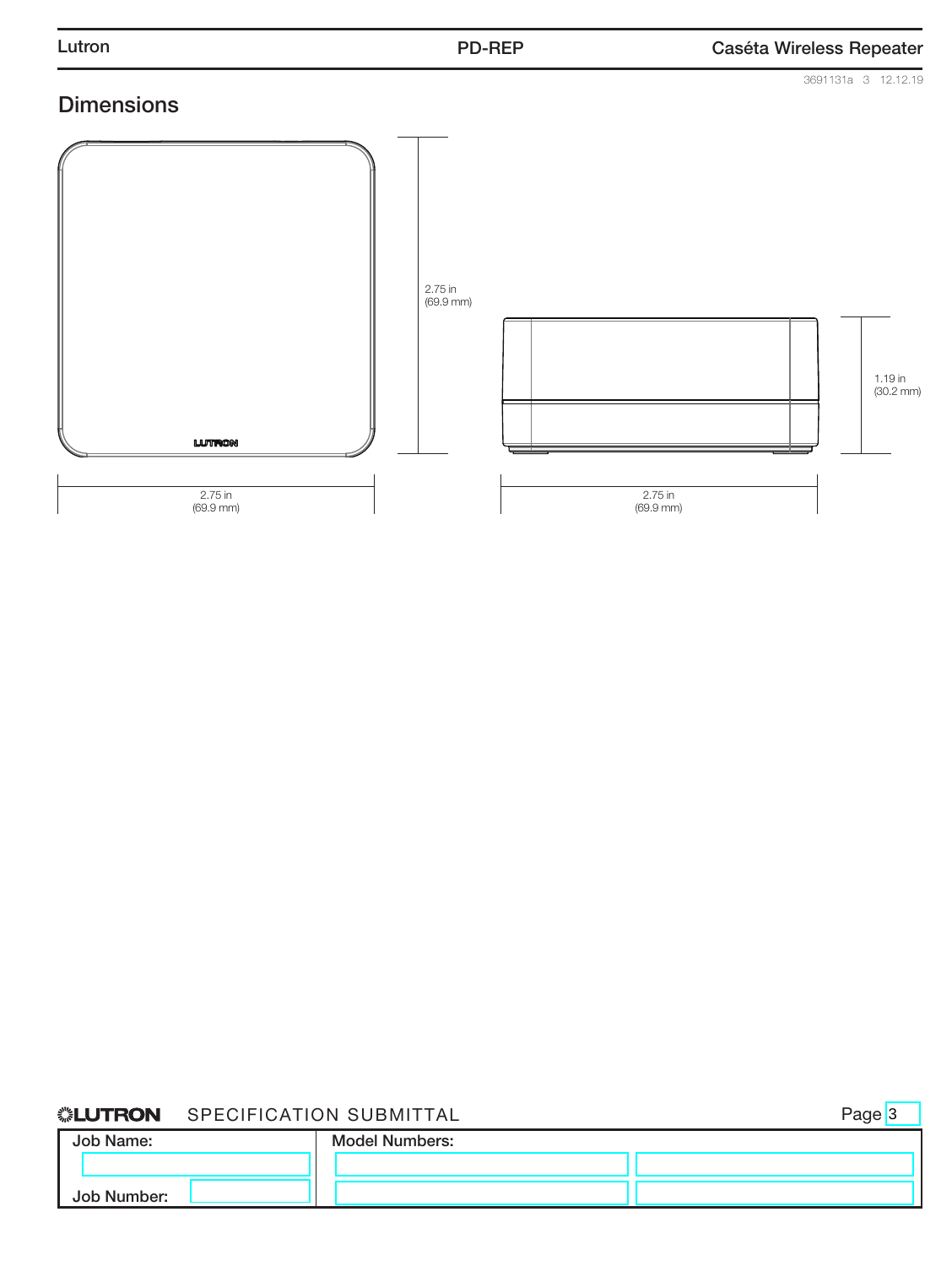## Dimensions

2.75 in
(69.9 mm)

1.19 in
(30.2 mm)

2.75 in
(69.9 mm)

2.75 in
(69.9 mm)

LUTRON SPECIFICATION SUBMITTAL

| Job Name: | Model Numbers: | |
|---|---|---|
| | | |
| Job Number: | | |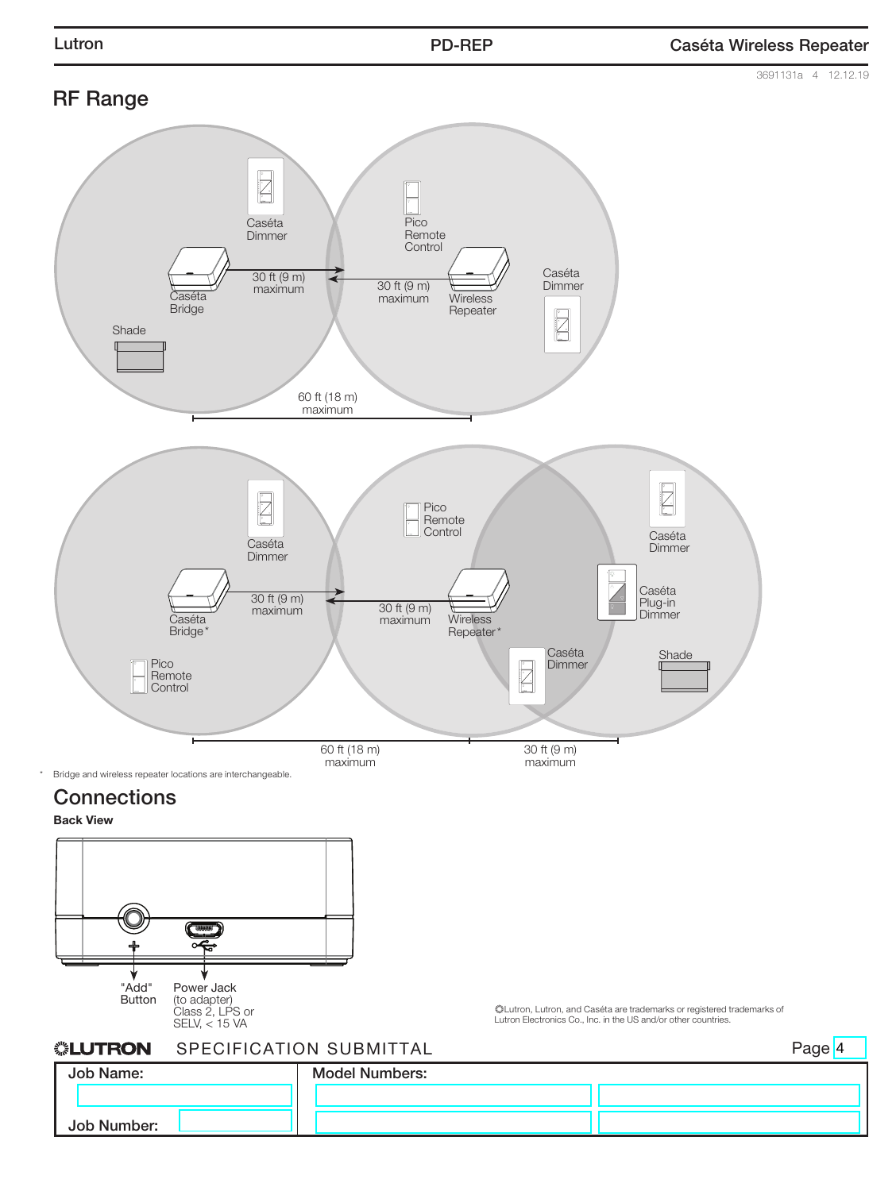3691131a 4 12.12.19

## RF Range

Caséta Dimmer

Pico Remote Control

Caséta Bridge

30 ft (9 m) maximum

30 ft (9 m) maximum

Wireless Repeater

Caséta Dimmer

Shade

60 ft (18 m) maximum

Caséta Dimmer

Pico Remote Control

Caséta Dimmer

Caséta Bridge*

30 ft (9 m) maximum

30 ft (9 m) maximum

Wireless Repeater*

Caséta Plug-in Dimmer

Pico Remote Control

Caséta Dimmer

Shade

60 ft (18 m) maximum

30 ft (9 m) maximum

* Bridge and wireless repeater locations are interchangeable.

## Connections

**Back View**

"Add" Button

Power Jack (to adapter) Class 2, LPS or SELV, < 15 VA

Lutron, Lutron, and Caséta are trademarks or registered trademarks of Lutron Electronics Co., Inc. in the US and/or other countries.

LUTRON SPECIFICATION SUBMITTAL

| Job Name: | Model Numbers: | |
|---|---|---|
| | | |
| Job Number: | | |